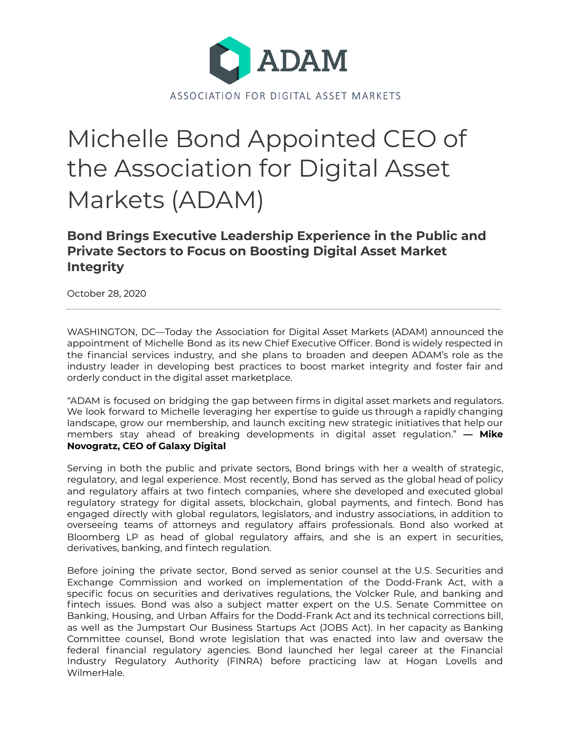ADAM

ASSOCIATION FOR DIGITAL ASSET MARKETS

# Michelle Bond Appointed CEO of the Association for Digital Asset Markets (ADAM)

## Bond Brings Executive Leadership Experience in the Public and Private Sectors to Focus on Boosting Digital Asset Market Integrity

October 28, 2020

---

WASHINGTON, DC—Today the Association for Digital Asset Markets (ADAM) announced the appointment of Michelle Bond as its new Chief Executive Officer. Bond is widely respected in the financial services industry, and she plans to broaden and deepen ADAM's role as the industry leader in developing best practices to boost market integrity and foster fair and orderly conduct in the digital asset marketplace.

"ADAM is focused on bridging the gap between firms in digital asset markets and regulators. We look forward to Michelle leveraging her expertise to guide us through a rapidly changing landscape, grow our membership, and launch exciting new strategic initiatives that help our members stay ahead of breaking developments in digital asset regulation." **— Mike Novogratz, CEO of Galaxy Digital**

Serving in both the public and private sectors, Bond brings with her a wealth of strategic, regulatory, and legal experience. Most recently, Bond has served as the global head of policy and regulatory affairs at two fintech companies, where she developed and executed global regulatory strategy for digital assets, blockchain, global payments, and fintech. Bond has engaged directly with global regulators, legislators, and industry associations, in addition to overseeing teams of attorneys and regulatory affairs professionals. Bond also worked at Bloomberg LP as head of global regulatory affairs, and she is an expert in securities, derivatives, banking, and fintech regulation.

Before joining the private sector, Bond served as senior counsel at the U.S. Securities and Exchange Commission and worked on implementation of the Dodd-Frank Act, with a specific focus on securities and derivatives regulations, the Volcker Rule, and banking and fintech issues. Bond was also a subject matter expert on the U.S. Senate Committee on Banking, Housing, and Urban Affairs for the Dodd-Frank Act and its technical corrections bill, as well as the Jumpstart Our Business Startups Act (JOBS Act). In her capacity as Banking Committee counsel, Bond wrote legislation that was enacted into law and oversaw the federal financial regulatory agencies. Bond launched her legal career at the Financial Industry Regulatory Authority (FINRA) before practicing law at Hogan Lovells and WilmerHale.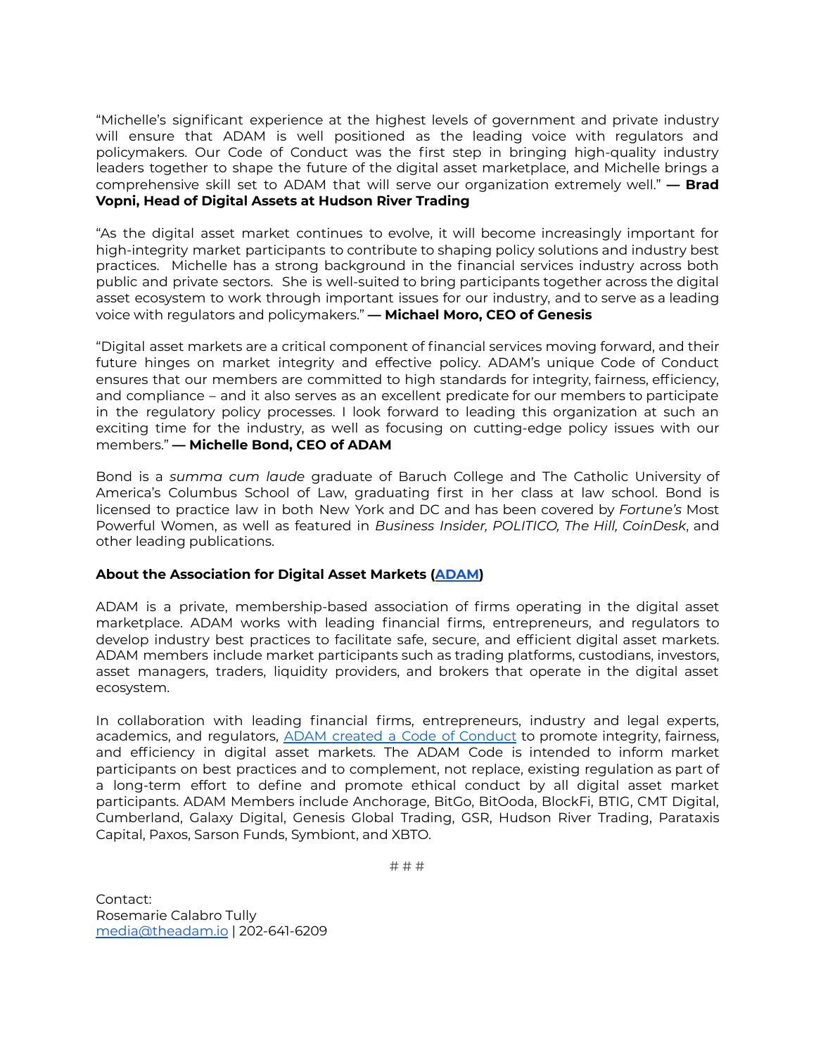"Michelle's significant experience at the highest levels of government and private industry will ensure that ADAM is well positioned as the leading voice with regulators and policymakers. Our Code of Conduct was the first step in bringing high-quality industry leaders together to shape the future of the digital asset marketplace, and Michelle brings a comprehensive skill set to ADAM that will serve our organization extremely well." **— Brad Vopni, Head of Digital Assets at Hudson River Trading**

"As the digital asset market continues to evolve, it will become increasingly important for high-integrity market participants to contribute to shaping policy solutions and industry best practices. Michelle has a strong background in the financial services industry across both public and private sectors. She is well-suited to bring participants together across the digital asset ecosystem to work through important issues for our industry, and to serve as a leading voice with regulators and policymakers." **— Michael Moro, CEO of Genesis**

"Digital asset markets are a critical component of financial services moving forward, and their future hinges on market integrity and effective policy. ADAM's unique Code of Conduct ensures that our members are committed to high standards for integrity, fairness, efficiency, and compliance – and it also serves as an excellent predicate for our members to participate in the regulatory policy processes. I look forward to leading this organization at such an exciting time for the industry, as well as focusing on cutting-edge policy issues with our members." **— Michelle Bond, CEO of ADAM**

Bond is a *summa cum laude* graduate of Baruch College and The Catholic University of America's Columbus School of Law, graduating first in her class at law school. Bond is licensed to practice law in both New York and DC and has been covered by *Fortune's* Most Powerful Women, as well as featured in *Business Insider, POLITICO, The Hill, CoinDesk*, and other leading publications.

**About the Association for Digital Asset Markets (ADAM)**

ADAM is a private, membership-based association of firms operating in the digital asset marketplace. ADAM works with leading financial firms, entrepreneurs, and regulators to develop industry best practices to facilitate safe, secure, and efficient digital asset markets. ADAM members include market participants such as trading platforms, custodians, investors, asset managers, traders, liquidity providers, and brokers that operate in the digital asset ecosystem.

In collaboration with leading financial firms, entrepreneurs, industry and legal experts, academics, and regulators, ADAM created a Code of Conduct to promote integrity, fairness, and efficiency in digital asset markets. The ADAM Code is intended to inform market participants on best practices and to complement, not replace, existing regulation as part of a long-term effort to define and promote ethical conduct by all digital asset market participants. ADAM Members include Anchorage, BitGo, BitOoda, BlockFi, BTIG, CMT Digital, Cumberland, Galaxy Digital, Genesis Global Trading, GSR, Hudson River Trading, Parataxis Capital, Paxos, Sarson Funds, Symbiont, and XBTO.

# # #

Contact:
Rosemarie Calabro Tully
media@theadam.io | 202-641-6209